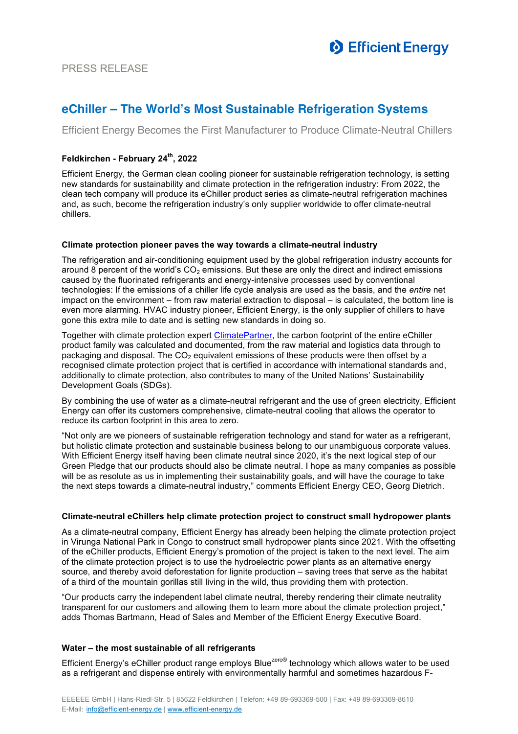PRESS RELEASE

# eChiller – The World's Most Sustainable Refrigeration Systems

## Efficient Energy Becomes the First Manufacturer to Produce Climate-Neutral Chillers

**Feldkirchen - February 24th, 2022**

Efficient Energy, the German clean cooling pioneer for sustainable refrigeration technology, is setting new standards for sustainability and climate protection in the refrigeration industry: From 2022, the clean tech company will produce its eChiller product series as climate-neutral refrigeration machines and, as such, become the refrigeration industry's only supplier worldwide to offer climate-neutral chillers.

### Climate protection pioneer paves the way towards a climate-neutral industry

The refrigeration and air-conditioning equipment used by the global refrigeration industry accounts for around 8 percent of the world's $CO_2$ emissions. But these are only the direct and indirect emissions caused by the fluorinated refrigerants and energy-intensive processes used by conventional technologies: If the emissions of a chiller life cycle analysis are used as the basis, and the *entire* net impact on the environment – from raw material extraction to disposal – is calculated, the bottom line is even more alarming. HVAC industry pioneer, Efficient Energy, is the only supplier of chillers to have gone this extra mile to date and is setting new standards in doing so.

Together with climate protection expert ClimatePartner, the carbon footprint of the entire eChiller product family was calculated and documented, from the raw material and logistics data through to packaging and disposal. The $CO_2$ equivalent emissions of these products were then offset by a recognised climate protection project that is certified in accordance with international standards and, additionally to climate protection, also contributes to many of the United Nations' Sustainability Development Goals (SDGs).

By combining the use of water as a climate-neutral refrigerant and the use of green electricity, Efficient Energy can offer its customers comprehensive, climate-neutral cooling that allows the operator to reduce its carbon footprint in this area to zero.

"Not only are we pioneers of sustainable refrigeration technology and stand for water as a refrigerant, but holistic climate protection and sustainable business belong to our unambiguous corporate values. With Efficient Energy itself having been climate neutral since 2020, it's the next logical step of our Green Pledge that our products should also be climate neutral. I hope as many companies as possible will be as resolute as us in implementing their sustainability goals, and will have the courage to take the next steps towards a climate-neutral industry," comments Efficient Energy CEO, Georg Dietrich.

### Climate-neutral eChillers help climate protection project to construct small hydropower plants

As a climate-neutral company, Efficient Energy has already been helping the climate protection project in Virunga National Park in Congo to construct small hydropower plants since 2021. With the offsetting of the eChiller products, Efficient Energy's promotion of the project is taken to the next level. The aim of the climate protection project is to use the hydroelectric power plants as an alternative energy source, and thereby avoid deforestation for lignite production – saving trees that serve as the habitat of a third of the mountain gorillas still living in the wild, thus providing them with protection.

"Our products carry the independent label climate neutral, thereby rendering their climate neutrality transparent for our customers and allowing them to learn more about the climate protection project," adds Thomas Bartmann, Head of Sales and Member of the Efficient Energy Executive Board.

### Water – the most sustainable of all refrigerants

Efficient Energy's eChiller product range employs Blue[zero®] technology which allows water to be used as a refrigerant and dispense entirely with environmentally harmful and sometimes hazardous F-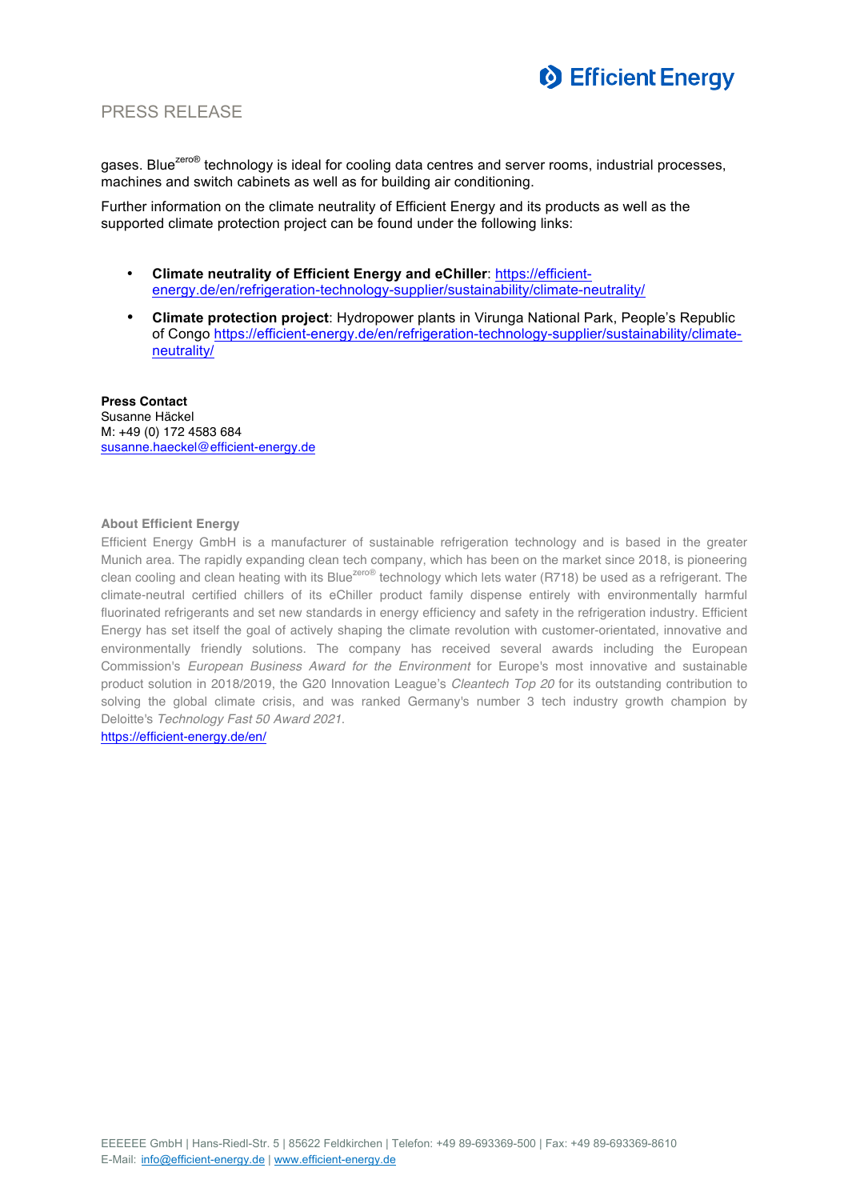gases. Blue$^{zero®}$ technology is ideal for cooling data centres and server rooms, industrial processes, machines and switch cabinets as well as for building air conditioning.

Further information on the climate neutrality of Efficient Energy and its products as well as the supported climate protection project can be found under the following links:

- **Climate neutrality of Efficient Energy and eChiller**: https://efficient-energy.de/en/refrigeration-technology-supplier/sustainability/climate-neutrality/
- **Climate protection project**: Hydropower plants in Virunga National Park, People's Republic of Congo https://efficient-energy.de/en/refrigeration-technology-supplier/sustainability/climate-neutrality/

**Press Contact**
Susanne Häckel
M: +49 (0) 172 4583 684
susanne.haeckel@efficient-energy.de

**About Efficient Energy**

Efficient Energy GmbH is a manufacturer of sustainable refrigeration technology and is based in the greater Munich area. The rapidly expanding clean tech company, which has been on the market since 2018, is pioneering clean cooling and clean heating with its Blue$^{zero®}$ technology which lets water (R718) be used as a refrigerant. The climate-neutral certified chillers of its eChiller product family dispense entirely with environmentally harmful fluorinated refrigerants and set new standards in energy efficiency and safety in the refrigeration industry. Efficient Energy has set itself the goal of actively shaping the climate revolution with customer-orientated, innovative and environmentally friendly solutions. The company has received several awards including the European Commission's *European Business Award for the Environment* for Europe's most innovative and sustainable product solution in 2018/2019, the G20 Innovation League's *Cleantech Top 20* for its outstanding contribution to solving the global climate crisis, and was ranked Germany's number 3 tech industry growth champion by Deloitte's *Technology Fast 50 Award 2021*.
https://efficient-energy.de/en/

EEEEEE GmbH | Hans-Riedl-Str. 5 | 85622 Feldkirchen | Telefon: +49 89-693369-500 | Fax: +49 89-693369-8610
E-Mail: info@efficient-energy.de | www.efficient-energy.de